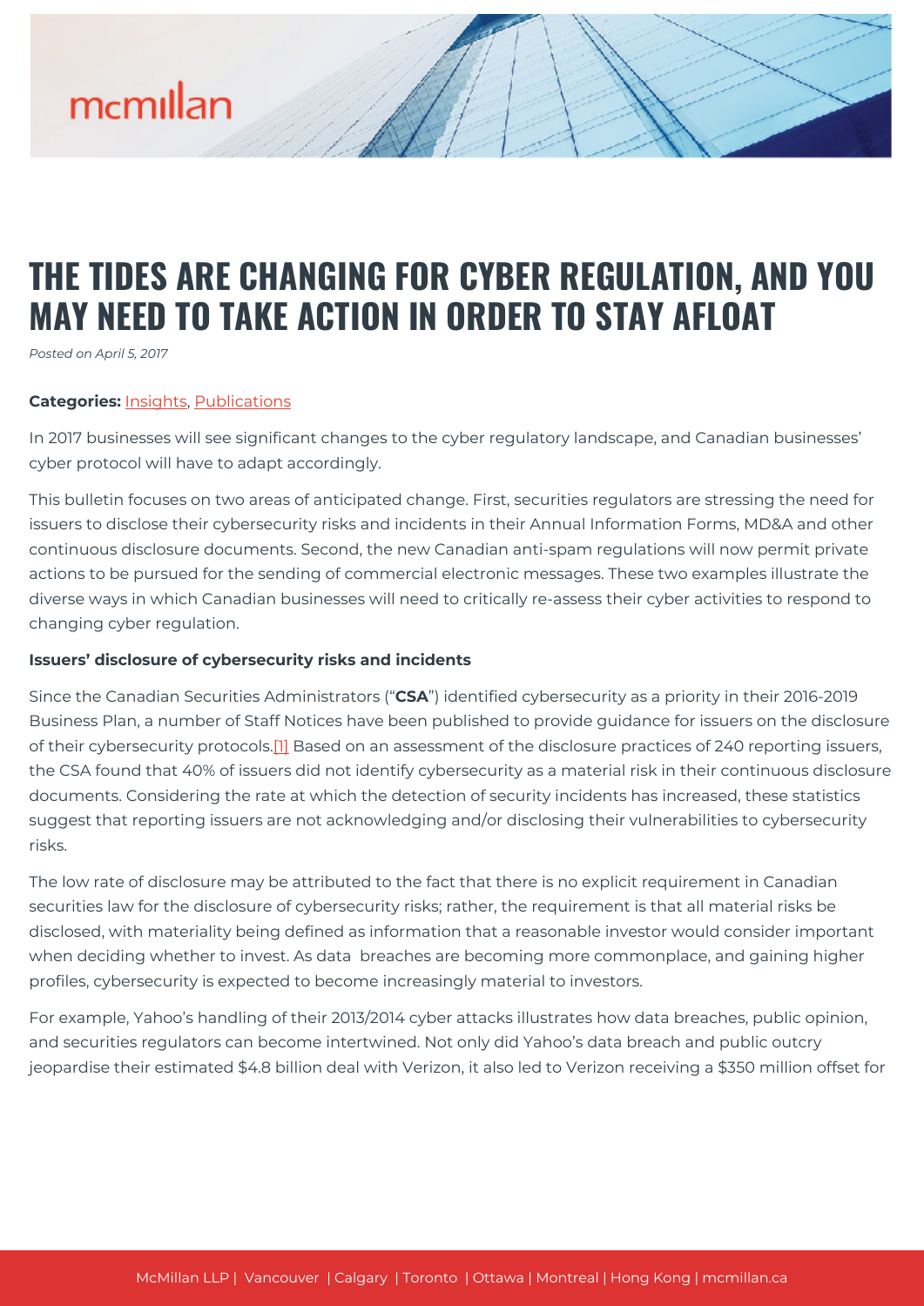# THE TIDES ARE CHANGING FOR CYBER REGULATION, AND YOU MAY NEED TO TAKE ACTION IN ORDER TO STAY AFLOAT

*Posted on April 5, 2017*

**Categories:** Insights, Publications

In 2017 businesses will see significant changes to the cyber regulatory landscape, and Canadian businesses' cyber protocol will have to adapt accordingly.

This bulletin focuses on two areas of anticipated change. First, securities regulators are stressing the need for issuers to disclose their cybersecurity risks and incidents in their Annual Information Forms, MD&A and other continuous disclosure documents. Second, the new Canadian anti-spam regulations will now permit private actions to be pursued for the sending of commercial electronic messages. These two examples illustrate the diverse ways in which Canadian businesses will need to critically re-assess their cyber activities to respond to changing cyber regulation.

**Issuers' disclosure of cybersecurity risks and incidents**

Since the Canadian Securities Administrators ("**CSA**") identified cybersecurity as a priority in their 2016-2019 Business Plan, a number of Staff Notices have been published to provide guidance for issuers on the disclosure of their cybersecurity protocols.[1] Based on an assessment of the disclosure practices of 240 reporting issuers, the CSA found that 40% of issuers did not identify cybersecurity as a material risk in their continuous disclosure documents. Considering the rate at which the detection of security incidents has increased, these statistics suggest that reporting issuers are not acknowledging and/or disclosing their vulnerabilities to cybersecurity risks.

The low rate of disclosure may be attributed to the fact that there is no explicit requirement in Canadian securities law for the disclosure of cybersecurity risks; rather, the requirement is that all material risks be disclosed, with materiality being defined as information that a reasonable investor would consider important when deciding whether to invest. As data breaches are becoming more commonplace, and gaining higher profiles, cybersecurity is expected to become increasingly material to investors.

For example, Yahoo's handling of their 2013/2014 cyber attacks illustrates how data breaches, public opinion, and securities regulators can become intertwined. Not only did Yahoo's data breach and public outcry jeopardise their estimated $4.8 billion deal with Verizon, it also led to Verizon receiving a $350 million offset for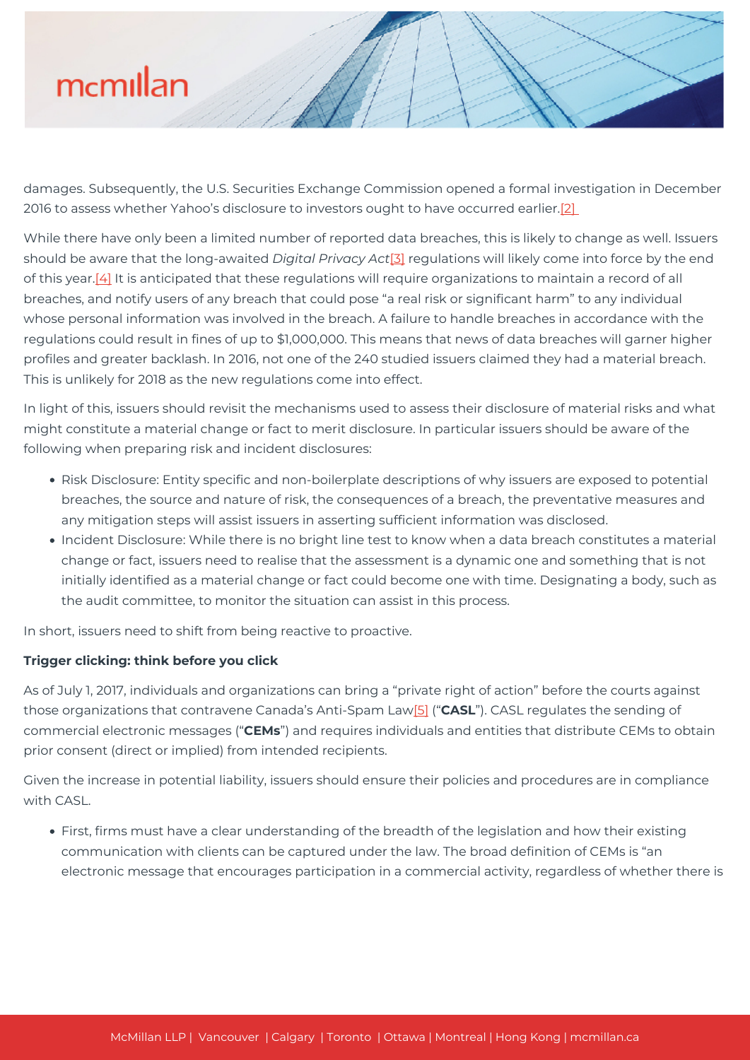damages. Subsequently, the U.S. Securities Exchange Commission opened a formal investigation in December 2016 to assess whether Yahoo's disclosure to investors ought to have occurred earlier.[2]

While there have only been a limited number of reported data breaches, this is likely to change as well. Issuers should be aware that the long-awaited *Digital Privacy Act*[3] regulations will likely come into force by the end of this year.[4] It is anticipated that these regulations will require organizations to maintain a record of all breaches, and notify users of any breach that could pose "a real risk or significant harm" to any individual whose personal information was involved in the breach. A failure to handle breaches in accordance with the regulations could result in fines of up to $1,000,000. This means that news of data breaches will garner higher profiles and greater backlash. In 2016, not one of the 240 studied issuers claimed they had a material breach. This is unlikely for 2018 as the new regulations come into effect.

In light of this, issuers should revisit the mechanisms used to assess their disclosure of material risks and what might constitute a material change or fact to merit disclosure. In particular issuers should be aware of the following when preparing risk and incident disclosures:

- Risk Disclosure: Entity specific and non-boilerplate descriptions of why issuers are exposed to potential breaches, the source and nature of risk, the consequences of a breach, the preventative measures and any mitigation steps will assist issuers in asserting sufficient information was disclosed.
- Incident Disclosure: While there is no bright line test to know when a data breach constitutes a material change or fact, issuers need to realise that the assessment is a dynamic one and something that is not initially identified as a material change or fact could become one with time. Designating a body, such as the audit committee, to monitor the situation can assist in this process.

In short, issuers need to shift from being reactive to proactive.

**Trigger clicking: think before you click**

As of July 1, 2017, individuals and organizations can bring a "private right of action" before the courts against those organizations that contravene Canada's Anti-Spam Law[5] ("**CASL**"). CASL regulates the sending of commercial electronic messages ("**CEMs**") and requires individuals and entities that distribute CEMs to obtain prior consent (direct or implied) from intended recipients.

Given the increase in potential liability, issuers should ensure their policies and procedures are in compliance with CASL.

- First, firms must have a clear understanding of the breadth of the legislation and how their existing communication with clients can be captured under the law. The broad definition of CEMs is "an electronic message that encourages participation in a commercial activity, regardless of whether there is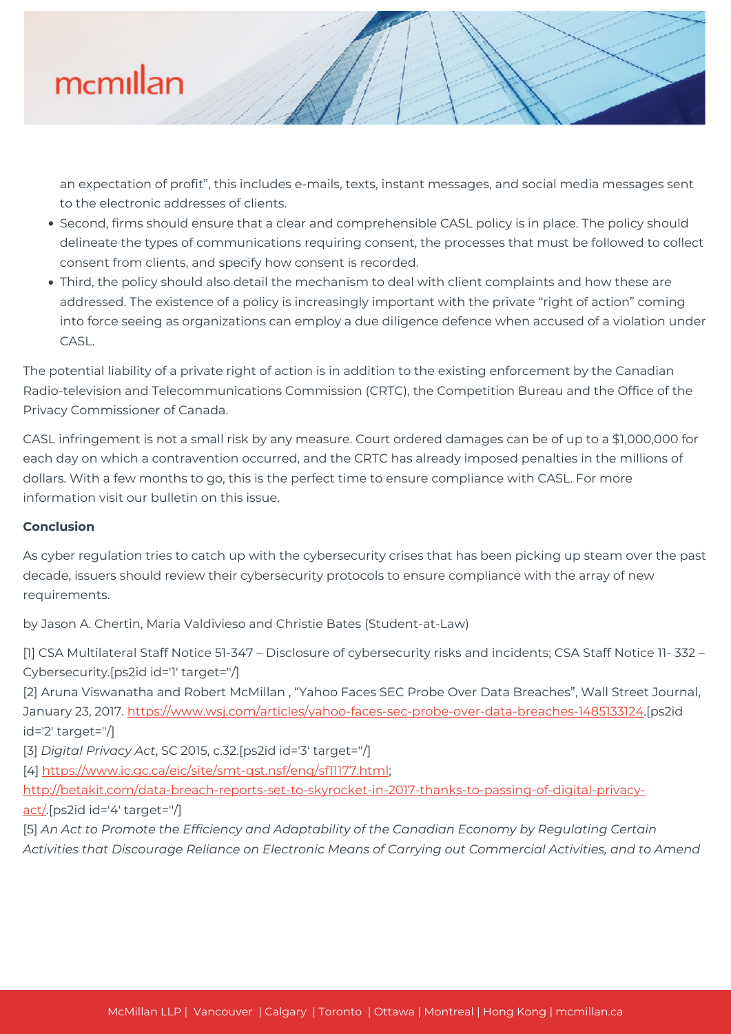an expectation of profit", this includes e-mails, texts, instant messages, and social media messages sent to the electronic addresses of clients.

- Second, firms should ensure that a clear and comprehensible CASL policy is in place. The policy should delineate the types of communications requiring consent, the processes that must be followed to collect consent from clients, and specify how consent is recorded.
- Third, the policy should also detail the mechanism to deal with client complaints and how these are addressed. The existence of a policy is increasingly important with the private "right of action" coming into force seeing as organizations can employ a due diligence defence when accused of a violation under CASL.

The potential liability of a private right of action is in addition to the existing enforcement by the Canadian Radio-television and Telecommunications Commission (CRTC), the Competition Bureau and the Office of the Privacy Commissioner of Canada.

CASL infringement is not a small risk by any measure. Court ordered damages can be of up to a $1,000,000 for each day on which a contravention occurred, and the CRTC has already imposed penalties in the millions of dollars. With a few months to go, this is the perfect time to ensure compliance with CASL. For more information visit our bulletin on this issue.

**Conclusion**

As cyber regulation tries to catch up with the cybersecurity crises that has been picking up steam over the past decade, issuers should review their cybersecurity protocols to ensure compliance with the array of new requirements.

by Jason A. Chertin, Maria Valdivieso and Christie Bates (Student-at-Law)

[1] CSA Multilateral Staff Notice 51-347 – Disclosure of cybersecurity risks and incidents; CSA Staff Notice 11- 332 – Cybersecurity.[ps2id id='1' target=''/]
[2] Aruna Viswanatha and Robert McMillan , "Yahoo Faces SEC Probe Over Data Breaches", Wall Street Journal, January 23, 2017. https://www.wsj.com/articles/yahoo-faces-sec-probe-over-data-breaches-1485133124.[ps2id id='2' target=''/]
[3] *Digital Privacy Act*, SC 2015, c.32.[ps2id id='3' target=''/]
[4] https://www.ic.gc.ca/eic/site/smt-gst.nsf/eng/sf11177.html; http://betakit.com/data-breach-reports-set-to-skyrocket-in-2017-thanks-to-passing-of-digital-privacy-act/.[ps2id id='4' target=''/]
[5] *An Act to Promote the Efficiency and Adaptability of the Canadian Economy by Regulating Certain Activities that Discourage Reliance on Electronic Means of Carrying out Commercial Activities, and to Amend*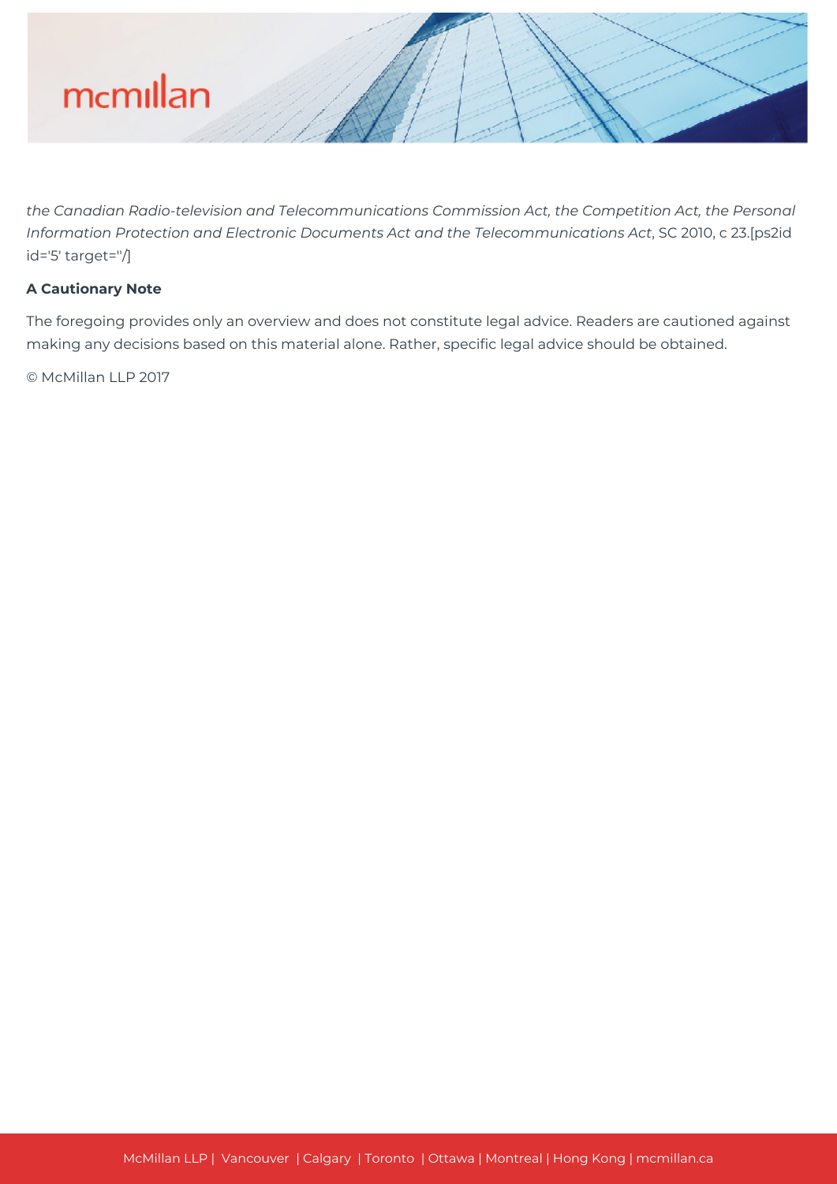*the Canadian Radio-television and Telecommunications Commission Act, the Competition Act, the Personal Information Protection and Electronic Documents Act and the Telecommunications Act*, SC 2010, c 23.[ps2id id='5' target=''/]

**A Cautionary Note**

The foregoing provides only an overview and does not constitute legal advice. Readers are cautioned against making any decisions based on this material alone. Rather, specific legal advice should be obtained.

© McMillan LLP 2017